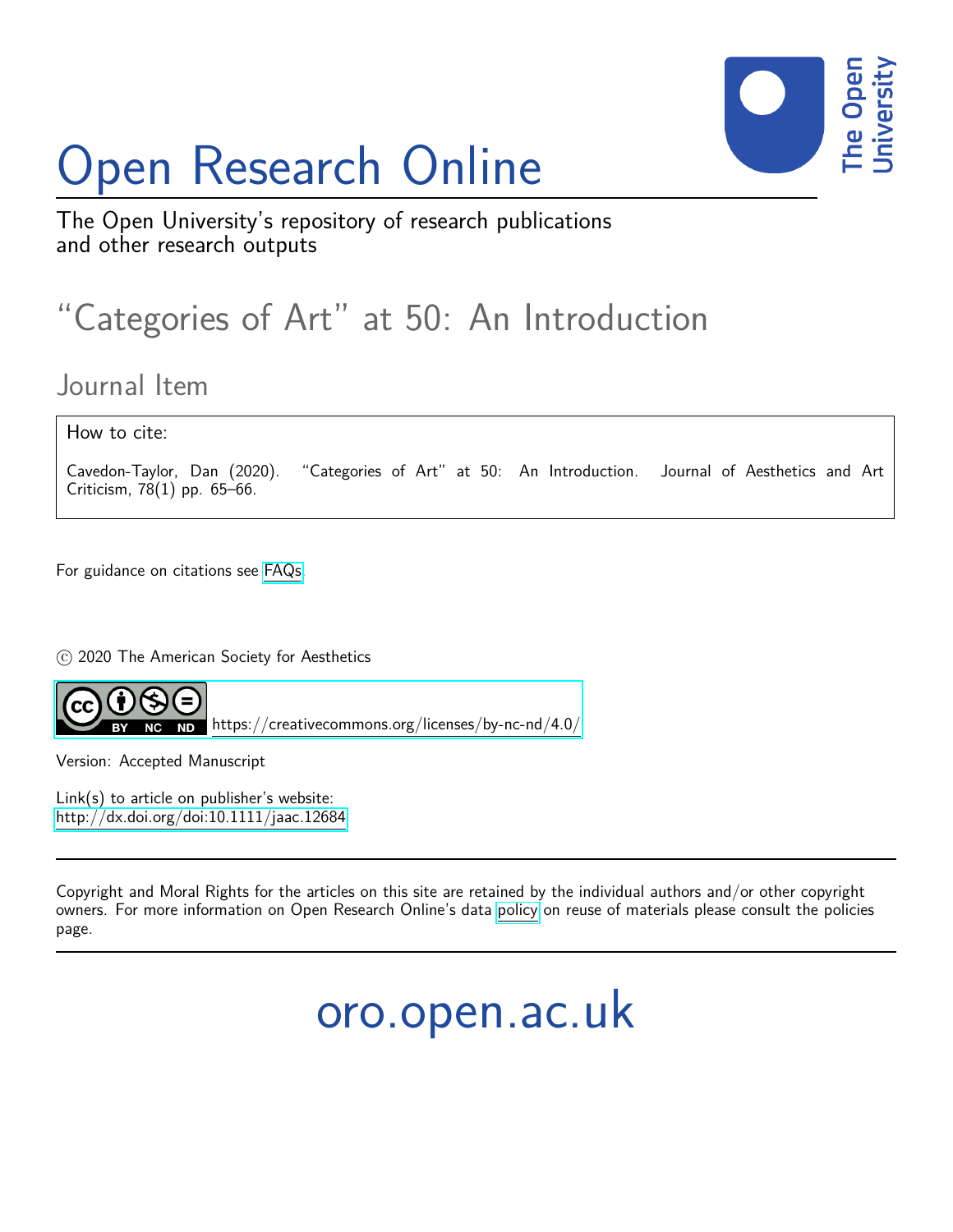# Open Research Online

The Open University's repository of research publications and other research outputs

## "Categories of Art" at 50: An Introduction

### Journal Item

How to cite:

Cavedon-Taylor, Dan (2020). "Categories of Art" at 50: An Introduction. Journal of Aesthetics and Art Criticism, 78(1) pp. 65–66.

For guidance on citations see FAQs.

© 2020 The American Society for Aesthetics

https://creativecommons.org/licenses/by-nc-nd/4.0/

Version: Accepted Manuscript

Link(s) to article on publisher's website:
http://dx.doi.org/doi:10.1111/jaac.12684

Copyright and Moral Rights for the articles on this site are retained by the individual authors and/or other copyright owners. For more information on Open Research Online's data policy on reuse of materials please consult the policies page.

oro.open.ac.uk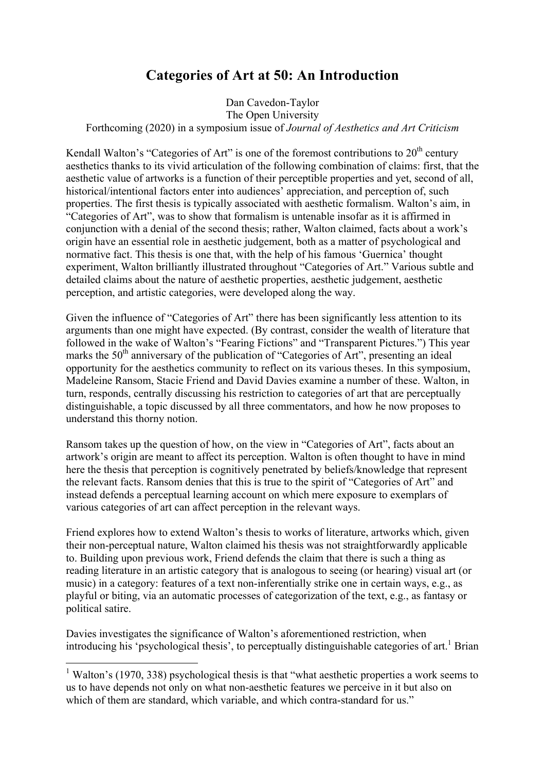# Categories of Art at 50: An Introduction

Dan Cavedon-Taylor
The Open University
Forthcoming (2020) in a symposium issue of *Journal of Aesthetics and Art Criticism*

Kendall Walton's "Categories of Art" is one of the foremost contributions to 20th century aesthetics thanks to its vivid articulation of the following combination of claims: first, that the aesthetic value of artworks is a function of their perceptible properties and yet, second of all, historical/intentional factors enter into audiences' appreciation, and perception of, such properties. The first thesis is typically associated with aesthetic formalism. Walton's aim, in "Categories of Art", was to show that formalism is untenable insofar as it is affirmed in conjunction with a denial of the second thesis; rather, Walton claimed, facts about a work's origin have an essential role in aesthetic judgement, both as a matter of psychological and normative fact. This thesis is one that, with the help of his famous 'Guernica' thought experiment, Walton brilliantly illustrated throughout "Categories of Art." Various subtle and detailed claims about the nature of aesthetic properties, aesthetic judgement, aesthetic perception, and artistic categories, were developed along the way.

Given the influence of "Categories of Art" there has been significantly less attention to its arguments than one might have expected. (By contrast, consider the wealth of literature that followed in the wake of Walton's "Fearing Fictions" and "Transparent Pictures.") This year marks the 50th anniversary of the publication of "Categories of Art", presenting an ideal opportunity for the aesthetics community to reflect on its various theses. In this symposium, Madeleine Ransom, Stacie Friend and David Davies examine a number of these. Walton, in turn, responds, centrally discussing his restriction to categories of art that are perceptually distinguishable, a topic discussed by all three commentators, and how he now proposes to understand this thorny notion.

Ransom takes up the question of how, on the view in "Categories of Art", facts about an artwork's origin are meant to affect its perception. Walton is often thought to have in mind here the thesis that perception is cognitively penetrated by beliefs/knowledge that represent the relevant facts. Ransom denies that this is true to the spirit of "Categories of Art" and instead defends a perceptual learning account on which mere exposure to exemplars of various categories of art can affect perception in the relevant ways.

Friend explores how to extend Walton's thesis to works of literature, artworks which, given their non-perceptual nature, Walton claimed his thesis was not straightforwardly applicable to. Building upon previous work, Friend defends the claim that there is such a thing as reading literature in an artistic category that is analogous to seeing (or hearing) visual art (or music) in a category: features of a text non-inferentially strike one in certain ways, e.g., as playful or biting, via an automatic processes of categorization of the text, e.g., as fantasy or political satire.

Davies investigates the significance of Walton's aforementioned restriction, when introducing his 'psychological thesis', to perceptually distinguishable categories of art.[1] Brian

[1] Walton's (1970, 338) psychological thesis is that "what aesthetic properties a work seems to us to have depends not only on what non-aesthetic features we perceive in it but also on which of them are standard, which variable, and which contra-standard for us."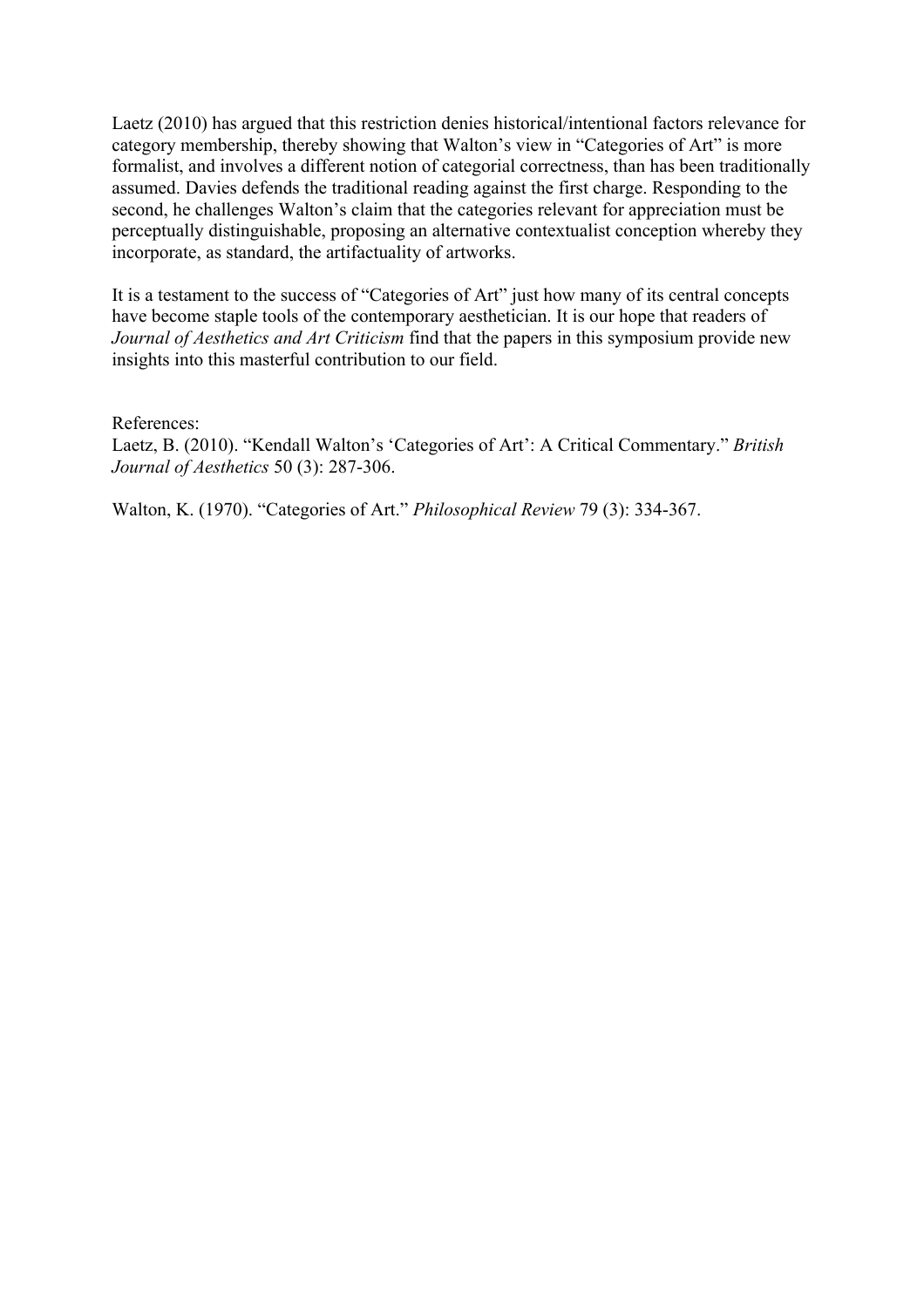Laetz (2010) has argued that this restriction denies historical/intentional factors relevance for category membership, thereby showing that Walton's view in "Categories of Art" is more formalist, and involves a different notion of categorial correctness, than has been traditionally assumed. Davies defends the traditional reading against the first charge. Responding to the second, he challenges Walton's claim that the categories relevant for appreciation must be perceptually distinguishable, proposing an alternative contextualist conception whereby they incorporate, as standard, the artifactuality of artworks.

It is a testament to the success of "Categories of Art" just how many of its central concepts have become staple tools of the contemporary aesthetician. It is our hope that readers of *Journal of Aesthetics and Art Criticism* find that the papers in this symposium provide new insights into this masterful contribution to our field.

References:

Laetz, B. (2010). "Kendall Walton's 'Categories of Art': A Critical Commentary." *British Journal of Aesthetics* 50 (3): 287-306.

Walton, K. (1970). "Categories of Art." *Philosophical Review* 79 (3): 334-367.